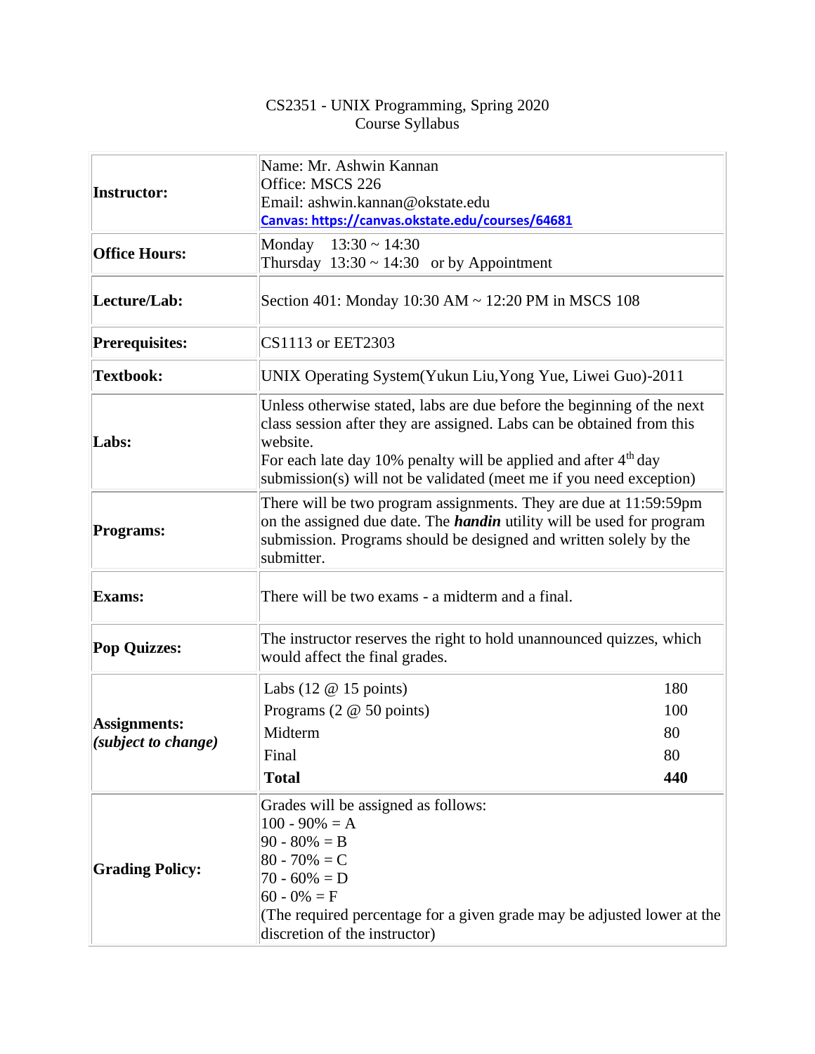# CS2351 - UNIX Programming, Spring 2020
## Course Syllabus

| | |
|---|---|
| **Instructor:** | Name: Mr. Ashwin Kannan<br>Office: MSCS 226<br>Email: ashwin.kannan@okstate.edu<br>**Canvas: https://canvas.okstate.edu/courses/64681** |
| **Office Hours:** | Monday 13:30 ~ 14:30<br>Thursday 13:30 ~ 14:30 or by Appointment |
| **Lecture/Lab:** | Section 401: Monday 10:30 AM ~ 12:20 PM in MSCS 108 |
| **Prerequisites:** | CS1113 or EET2303 |
| **Textbook:** | UNIX Operating System(Yukun Liu,Yong Yue, Liwei Guo)-2011 |
| **Labs:** | Unless otherwise stated, labs are due before the beginning of the next class session after they are assigned. Labs can be obtained from this website.<br>For each late day 10% penalty will be applied and after 4th day submission(s) will not be validated (meet me if you need exception) |
| **Programs:** | There will be two program assignments. They are due at 11:59:59pm on the assigned due date. The ***handin*** utility will be used for program submission. Programs should be designed and written solely by the submitter. |
| **Exams:** | There will be two exams - a midterm and a final. |
| **Pop Quizzes:** | The instructor reserves the right to hold unannounced quizzes, which would affect the final grades. |
| **Assignments:**<br>***(subject to change)*** | Labs (12 @ 15 points) 180<br>Programs (2 @ 50 points) 100<br>Midterm 80<br>Final 80<br>**Total** **440** |
| **Grading Policy:** | Grades will be assigned as follows:<br>100 - 90% = A<br>90 - 80% = B<br>80 - 70% = C<br>70 - 60% = D<br>60 - 0% = F<br>(The required percentage for a given grade may be adjusted lower at the discretion of the instructor) |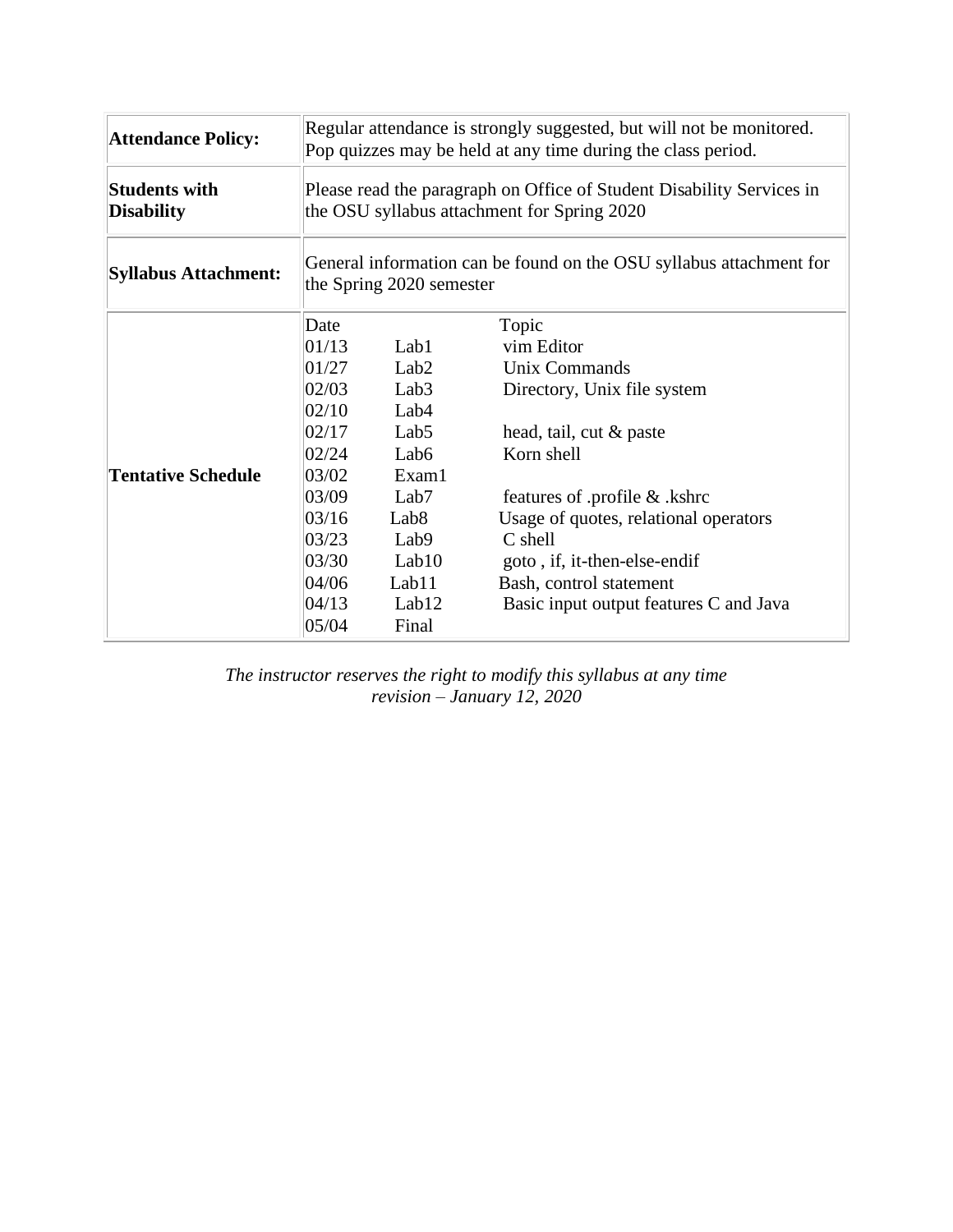| | |
|---|---|
| **Attendance Policy:** | Regular attendance is strongly suggested, but will not be monitored. Pop quizzes may be held at any time during the class period. |
| **Students with Disability** | Please read the paragraph on Office of Student Disability Services in the OSU syllabus attachment for Spring 2020 |
| **Syllabus Attachment:** | General information can be found on the OSU syllabus attachment for the Spring 2020 semester |
| **Tentative Schedule** | Date / Topic<br>01/13 Lab1 vim Editor<br>01/27 Lab2 Unix Commands<br>02/03 Lab3 Directory, Unix file system<br>02/10 Lab4<br>02/17 Lab5 head, tail, cut & paste<br>02/24 Lab6 Korn shell<br>03/02 Exam1<br>03/09 Lab7 features of .profile & .kshrc<br>03/16 Lab8 Usage of quotes, relational operators<br>03/23 Lab9 C shell<br>03/30 Lab10 goto , if, it-then-else-endif<br>04/06 Lab11 Bash, control statement<br>04/13 Lab12 Basic input output features C and Java<br>05/04 Final |

*The instructor reserves the right to modify this syllabus at any time*
*revision – January 12, 2020*